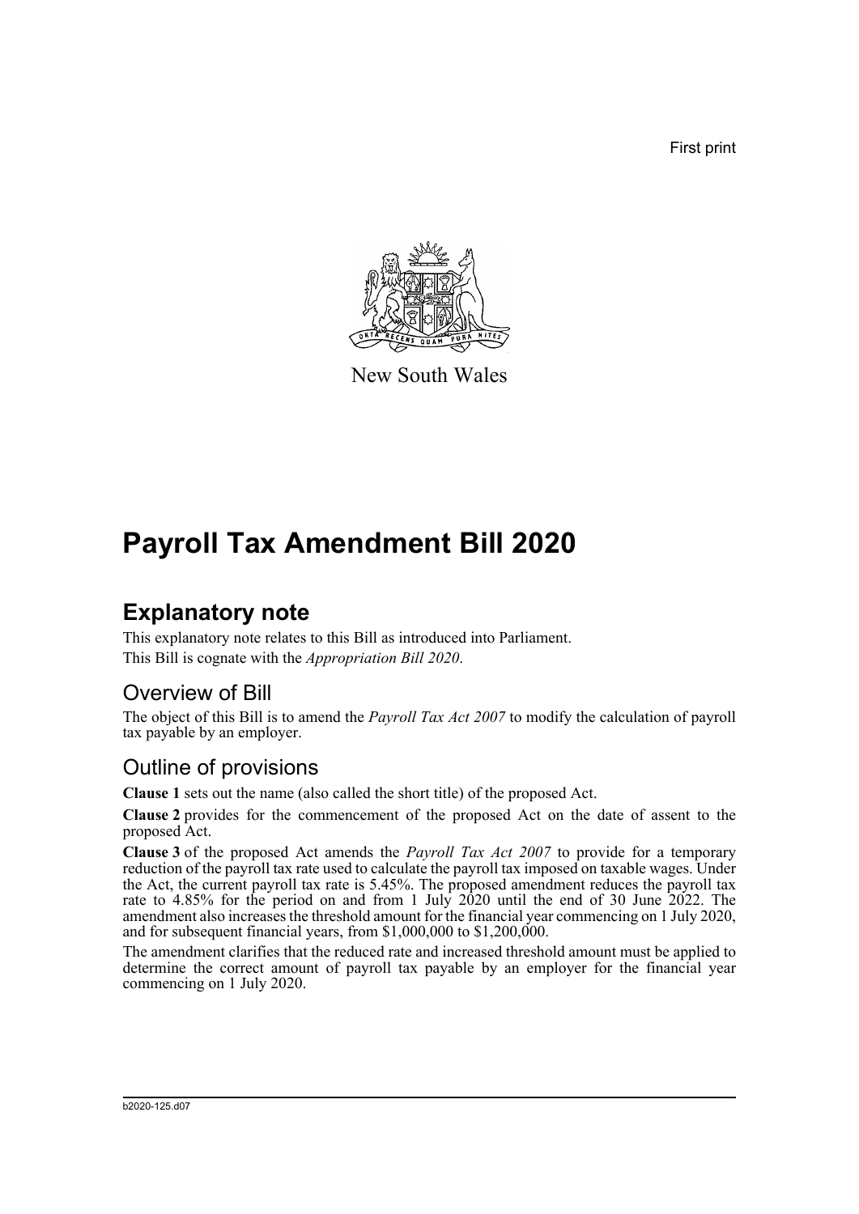First print

New South Wales

# Payroll Tax Amendment Bill 2020

## Explanatory note

This explanatory note relates to this Bill as introduced into Parliament.

This Bill is cognate with the *Appropriation Bill 2020*.

### Overview of Bill

The object of this Bill is to amend the *Payroll Tax Act 2007* to modify the calculation of payroll tax payable by an employer.

### Outline of provisions

**Clause 1** sets out the name (also called the short title) of the proposed Act.

**Clause 2** provides for the commencement of the proposed Act on the date of assent to the proposed Act.

**Clause 3** of the proposed Act amends the *Payroll Tax Act 2007* to provide for a temporary reduction of the payroll tax rate used to calculate the payroll tax imposed on taxable wages. Under the Act, the current payroll tax rate is 5.45%. The proposed amendment reduces the payroll tax rate to 4.85% for the period on and from 1 July 2020 until the end of 30 June 2022. The amendment also increases the threshold amount for the financial year commencing on 1 July 2020, and for subsequent financial years, from $1,000,000 to $1,200,000.

The amendment clarifies that the reduced rate and increased threshold amount must be applied to determine the correct amount of payroll tax payable by an employer for the financial year commencing on 1 July 2020.

b2020-125.d07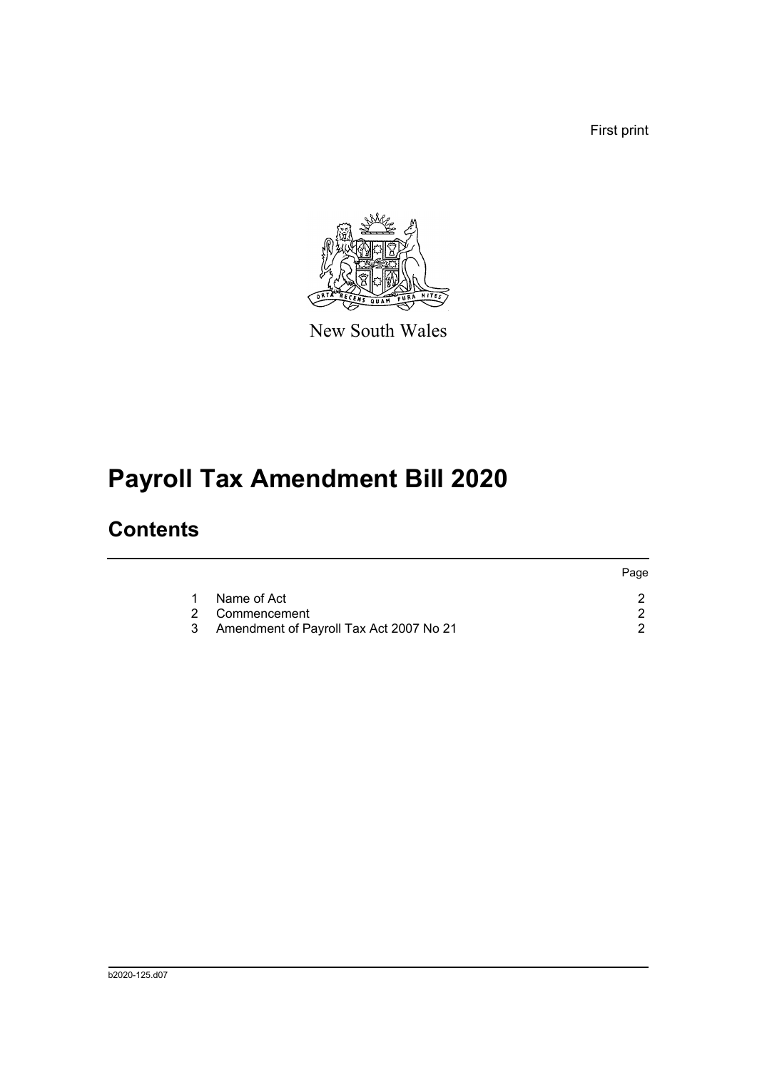First print

New South Wales

# Payroll Tax Amendment Bill 2020

## Contents

| | | Page |
|---|---|---|
| 1 | Name of Act | 2 |
| 2 | Commencement | 2 |
| 3 | Amendment of Payroll Tax Act 2007 No 21 | 2 |

b2020-125.d07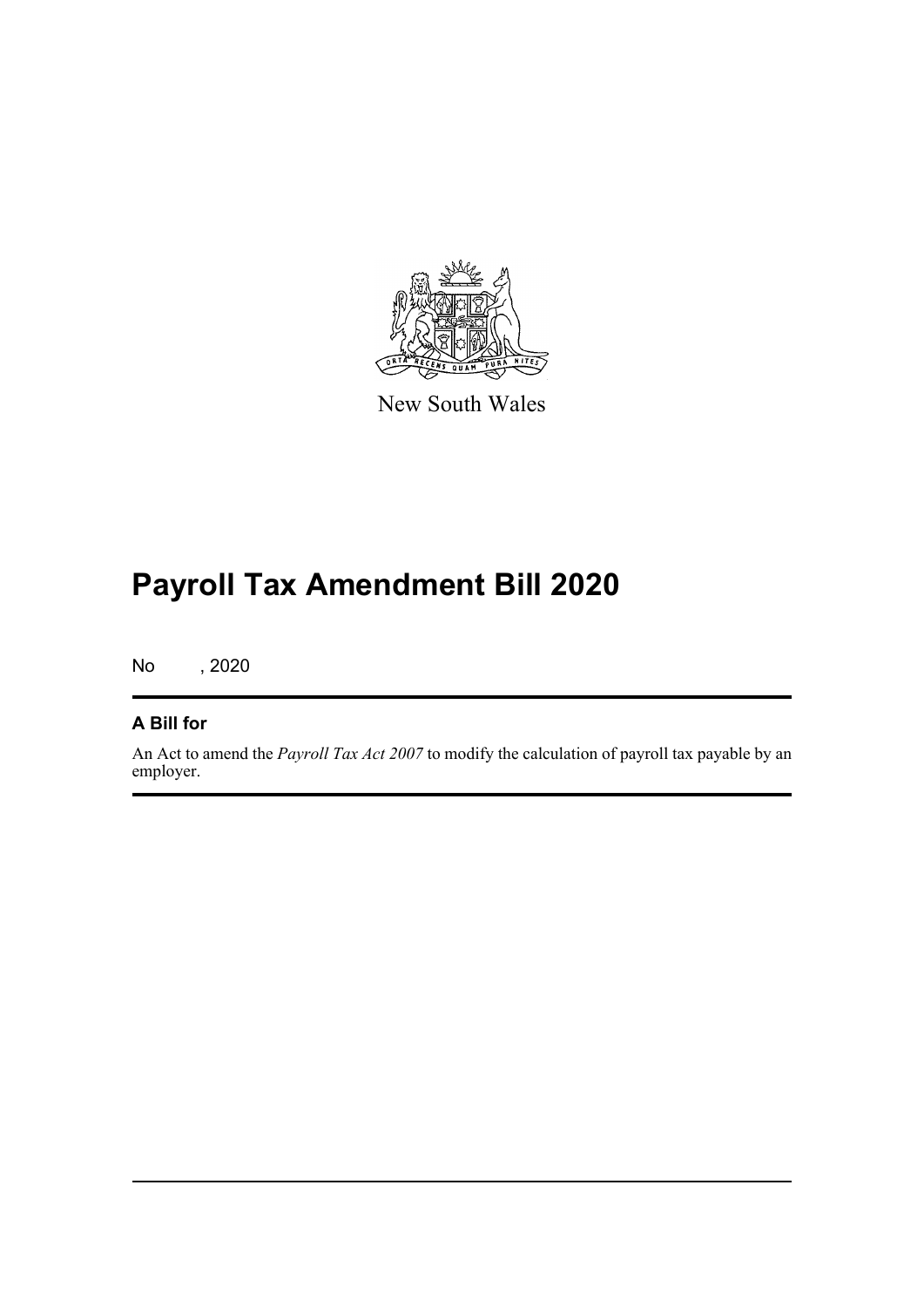New South Wales

# Payroll Tax Amendment Bill 2020

No , 2020

## A Bill for

An Act to amend the *Payroll Tax Act 2007* to modify the calculation of payroll tax payable by an employer.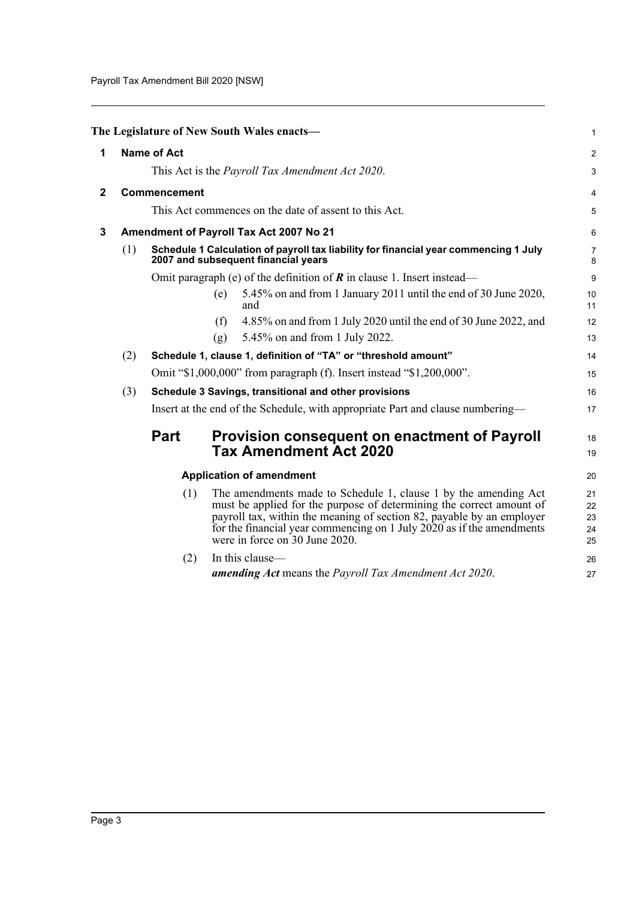The Legislature of New South Wales enacts—

## 1 Name of Act

This Act is the *Payroll Tax Amendment Act 2020*.

## 2 Commencement

This Act commences on the date of assent to this Act.

## 3 Amendment of Payroll Tax Act 2007 No 21

(1) **Schedule 1 Calculation of payroll tax liability for financial year commencing 1 July 2007 and subsequent financial years**

Omit paragraph (e) of the definition of ***R*** in clause 1. Insert instead—

(e) 5.45% on and from 1 January 2011 until the end of 30 June 2020, and

(f) 4.85% on and from 1 July 2020 until the end of 30 June 2022, and

(g) 5.45% on and from 1 July 2022.

(2) **Schedule 1, clause 1, definition of "TA" or "threshold amount"**

Omit "$1,000,000" from paragraph (f). Insert instead "$1,200,000".

(3) **Schedule 3 Savings, transitional and other provisions**

Insert at the end of the Schedule, with appropriate Part and clause numbering—

# Part Provision consequent on enactment of Payroll Tax Amendment Act 2020

### Application of amendment

(1) The amendments made to Schedule 1, clause 1 by the amending Act must be applied for the purpose of determining the correct amount of payroll tax, within the meaning of section 82, payable by an employer for the financial year commencing on 1 July 2020 as if the amendments were in force on 30 June 2020.

(2) In this clause—

***amending Act*** means the *Payroll Tax Amendment Act 2020*.